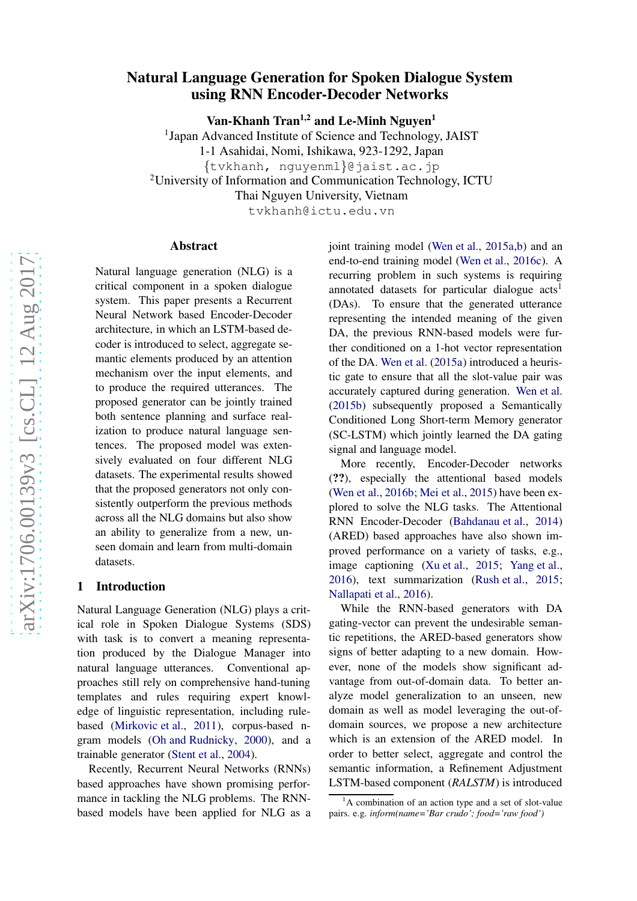# Natural Language Generation for Spoken Dialogue System using RNN Encoder-Decoder Networks

**Van-Khanh Tran[1,2] and Le-Minh Nguyen[1]**

[1]Japan Advanced Institute of Science and Technology, JAIST
1-1 Asahidai, Nomi, Ishikawa, 923-1292, Japan
{tvkhanh, nguyenml}@jaist.ac.jp
[2]University of Information and Communication Technology, ICTU
Thai Nguyen University, Vietnam
tvkhanh@ictu.edu.vn

## Abstract

Natural language generation (NLG) is a critical component in a spoken dialogue system. This paper presents a Recurrent Neural Network based Encoder-Decoder architecture, in which an LSTM-based decoder is introduced to select, aggregate semantic elements produced by an attention mechanism over the input elements, and to produce the required utterances. The proposed generator can be jointly trained both sentence planning and surface realization to produce natural language sentences. The proposed model was extensively evaluated on four different NLG datasets. The experimental results showed that the proposed generators not only consistently outperform the previous methods across all the NLG domains but also show an ability to generalize from a new, unseen domain and learn from multi-domain datasets.

## 1 Introduction

Natural Language Generation (NLG) plays a critical role in Spoken Dialogue Systems (SDS) with task is to convert a meaning representation produced by the Dialogue Manager into natural language utterances. Conventional approaches still rely on comprehensive hand-tuning templates and rules requiring expert knowledge of linguistic representation, including rule-based (Mirkovic et al., 2011), corpus-based n-gram models (Oh and Rudnicky, 2000), and a trainable generator (Stent et al., 2004).

Recently, Recurrent Neural Networks (RNNs) based approaches have shown promising performance in tackling the NLG problems. The RNN-based models have been applied for NLG as a joint training model (Wen et al., 2015a,b) and an end-to-end training model (Wen et al., 2016c). A recurring problem in such systems is requiring annotated datasets for particular dialogue acts[1] (DAs). To ensure that the generated utterance representing the intended meaning of the given DA, the previous RNN-based models were further conditioned on a 1-hot vector representation of the DA. Wen et al. (2015a) introduced a heuristic gate to ensure that all the slot-value pair was accurately captured during generation. Wen et al. (2015b) subsequently proposed a Semantically Conditioned Long Short-term Memory generator (SC-LSTM) which jointly learned the DA gating signal and language model.

More recently, Encoder-Decoder networks (**??**), especially the attentional based models (Wen et al., 2016b; Mei et al., 2015) have been explored to solve the NLG tasks. The Attentional RNN Encoder-Decoder (Bahdanau et al., 2014) (ARED) based approaches have also shown improved performance on a variety of tasks, e.g., image captioning (Xu et al., 2015; Yang et al., 2016), text summarization (Rush et al., 2015; Nallapati et al., 2016).

While the RNN-based generators with DA gating-vector can prevent the undesirable semantic repetitions, the ARED-based generators show signs of better adapting to a new domain. However, none of the models show significant advantage from out-of-domain data. To better analyze model generalization to an unseen, new domain as well as model leveraging the out-of-domain sources, we propose a new architecture which is an extension of the ARED model. In order to better select, aggregate and control the semantic information, a Refinement Adjustment LSTM-based component (*RALSTM*) is introduced

[1]A combination of an action type and a set of slot-value pairs. e.g. *inform(name='Bar crudo'; food='raw food')*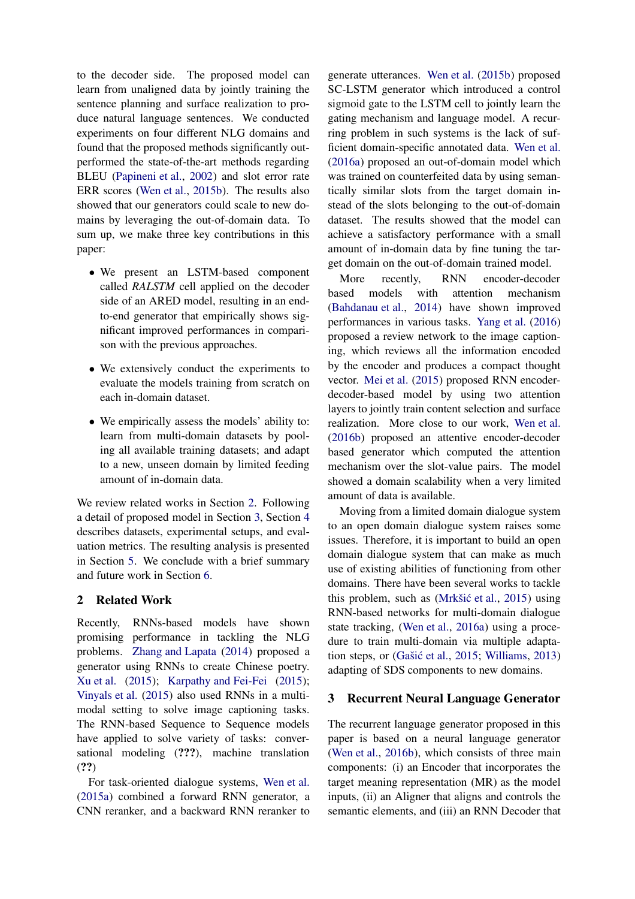to the decoder side. The proposed model can learn from unaligned data by jointly training the sentence planning and surface realization to produce natural language sentences. We conducted experiments on four different NLG domains and found that the proposed methods significantly outperformed the state-of-the-art methods regarding BLEU (Papineni et al., 2002) and slot error rate ERR scores (Wen et al., 2015b). The results also showed that our generators could scale to new domains by leveraging the out-of-domain data. To sum up, we make three key contributions in this paper:

- We present an LSTM-based component called *RALSTM* cell applied on the decoder side of an ARED model, resulting in an end-to-end generator that empirically shows significant improved performances in comparison with the previous approaches.
- We extensively conduct the experiments to evaluate the models training from scratch on each in-domain dataset.
- We empirically assess the models' ability to: learn from multi-domain datasets by pooling all available training datasets; and adapt to a new, unseen domain by limited feeding amount of in-domain data.

We review related works in Section 2. Following a detail of proposed model in Section 3, Section 4 describes datasets, experimental setups, and evaluation metrics. The resulting analysis is presented in Section 5. We conclude with a brief summary and future work in Section 6.

## 2 Related Work

Recently, RNNs-based models have shown promising performance in tackling the NLG problems. Zhang and Lapata (2014) proposed a generator using RNNs to create Chinese poetry. Xu et al. (2015); Karpathy and Fei-Fei (2015); Vinyals et al. (2015) also used RNNs in a multi-modal setting to solve image captioning tasks. The RNN-based Sequence to Sequence models have applied to solve variety of tasks: conversational modeling (**???**), machine translation (**??**)

For task-oriented dialogue systems, Wen et al. (2015a) combined a forward RNN generator, a CNN reranker, and a backward RNN reranker to generate utterances. Wen et al. (2015b) proposed SC-LSTM generator which introduced a control sigmoid gate to the LSTM cell to jointly learn the gating mechanism and language model. A recurring problem in such systems is the lack of sufficient domain-specific annotated data. Wen et al. (2016a) proposed an out-of-domain model which was trained on counterfeited data by using semantically similar slots from the target domain instead of the slots belonging to the out-of-domain dataset. The results showed that the model can achieve a satisfactory performance with a small amount of in-domain data by fine tuning the target domain on the out-of-domain trained model.

More recently, RNN encoder-decoder based models with attention mechanism (Bahdanau et al., 2014) have shown improved performances in various tasks. Yang et al. (2016) proposed a review network to the image captioning, which reviews all the information encoded by the encoder and produces a compact thought vector. Mei et al. (2015) proposed RNN encoder-decoder-based model by using two attention layers to jointly train content selection and surface realization. More close to our work, Wen et al. (2016b) proposed an attentive encoder-decoder based generator which computed the attention mechanism over the slot-value pairs. The model showed a domain scalability when a very limited amount of data is available.

Moving from a limited domain dialogue system to an open domain dialogue system raises some issues. Therefore, it is important to build an open domain dialogue system that can make as much use of existing abilities of functioning from other domains. There have been several works to tackle this problem, such as (Mrkšić et al., 2015) using RNN-based networks for multi-domain dialogue state tracking, (Wen et al., 2016a) using a procedure to train multi-domain via multiple adaptation steps, or (Gašić et al., 2015; Williams, 2013) adapting of SDS components to new domains.

## 3 Recurrent Neural Language Generator

The recurrent language generator proposed in this paper is based on a neural language generator (Wen et al., 2016b), which consists of three main components: (i) an Encoder that incorporates the target meaning representation (MR) as the model inputs, (ii) an Aligner that aligns and controls the semantic elements, and (iii) an RNN Decoder that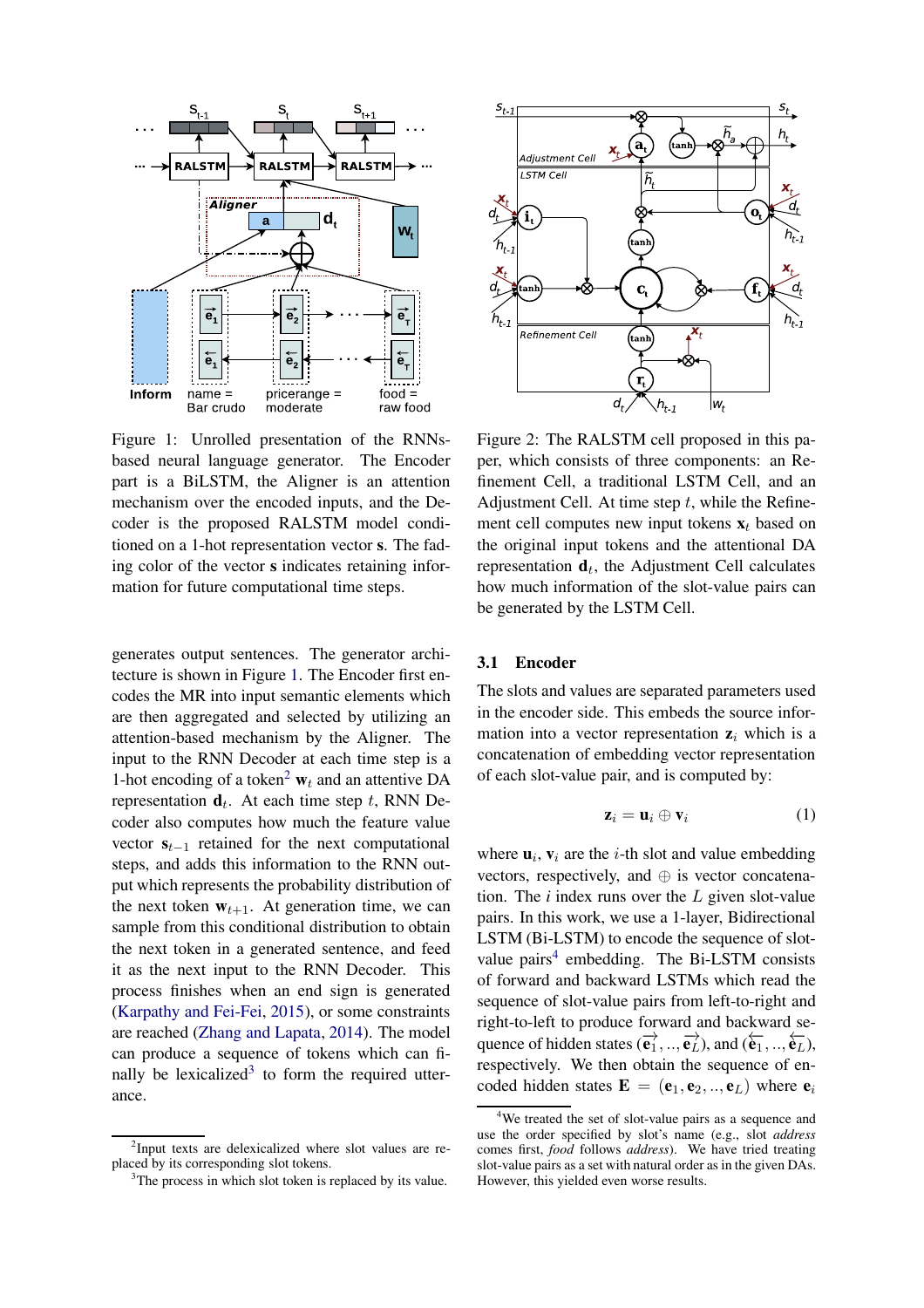Figure 1: Unrolled presentation of the RNNs-based neural language generator. The Encoder part is a BiLSTM, the Aligner is an attention mechanism over the encoded inputs, and the Decoder is the proposed RALSTM model conditioned on a 1-hot representation vector **s**. The fading color of the vector **s** indicates retaining information for future computational time steps.

Figure 2: The RALSTM cell proposed in this paper, which consists of three components: an Refinement Cell, a traditional LSTM Cell, and an Adjustment Cell. At time step $t$, while the Refinement cell computes new input tokens $\mathbf{x}_t$ based on the original input tokens and the attentional DA representation $\mathbf{d}_t$, the Adjustment Cell calculates how much information of the slot-value pairs can be generated by the LSTM Cell.

generates output sentences. The generator architecture is shown in Figure 1. The Encoder first encodes the MR into input semantic elements which are then aggregated and selected by utilizing an attention-based mechanism by the Aligner. The input to the RNN Decoder at each time step is a 1-hot encoding of a token[2] $\mathbf{w}_t$ and an attentive DA representation $\mathbf{d}_t$. At each time step $t$, RNN Decoder also computes how much the feature value vector $\mathbf{s}_{t-1}$ retained for the next computational steps, and adds this information to the RNN output which represents the probability distribution of the next token $\mathbf{w}_{t+1}$. At generation time, we can sample from this conditional distribution to obtain the next token in a generated sentence, and feed it as the next input to the RNN Decoder. This process finishes when an end sign is generated (Karpathy and Fei-Fei, 2015), or some constraints are reached (Zhang and Lapata, 2014). The model can produce a sequence of tokens which can finally be lexicalized[3] to form the required utterance.

### 3.1 Encoder

The slots and values are separated parameters used in the encoder side. This embeds the source information into a vector representation $\mathbf{z}_i$ which is a concatenation of embedding vector representation of each slot-value pair, and is computed by:

$$\mathbf{z}_i = \mathbf{u}_i \oplus \mathbf{v}_i \tag{1}$$

where $\mathbf{u}_i$, $\mathbf{v}_i$ are the $i$-th slot and value embedding vectors, respectively, and $\oplus$ is vector concatenation. The $i$ index runs over the $L$ given slot-value pairs. In this work, we use a 1-layer, Bidirectional LSTM (Bi-LSTM) to encode the sequence of slot-value pairs[4] embedding. The Bi-LSTM consists of forward and backward LSTMs which read the sequence of slot-value pairs from left-to-right and right-to-left to produce forward and backward sequence of hidden states $(\overrightarrow{\mathbf{e}_1}, .., \overrightarrow{\mathbf{e}_L})$, and $(\overleftarrow{\mathbf{e}_1}, .., \overleftarrow{\mathbf{e}_L})$, respectively. We then obtain the sequence of encoded hidden states $\mathbf{E} = (\mathbf{e}_1, \mathbf{e}_2, .., \mathbf{e}_L)$ where $\mathbf{e}_i$

[2] Input texts are delexicalized where slot values are replaced by its corresponding slot tokens.

[3] The process in which slot token is replaced by its value.

[4] We treated the set of slot-value pairs as a sequence and use the order specified by slot's name (e.g., slot *address* comes first, *food* follows *address*). We have tried treating slot-value pairs as a set with natural order as in the given DAs. However, this yielded even worse results.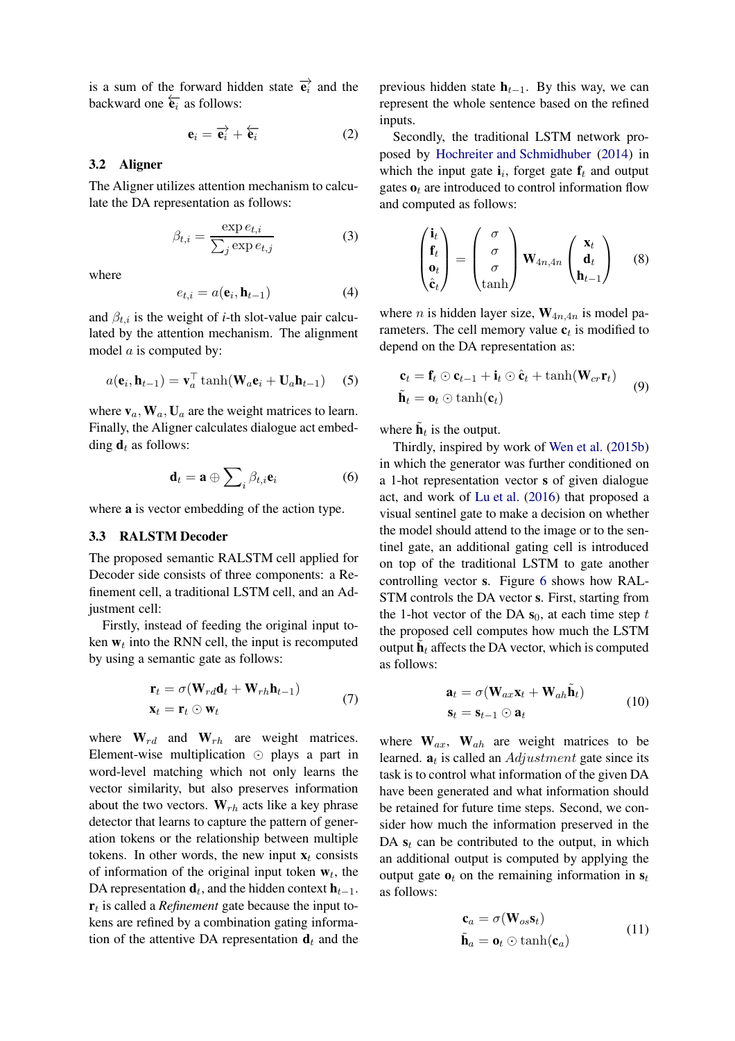is a sum of the forward hidden state $\overrightarrow{\mathbf{e}_i}$ and the backward one $\overleftarrow{\mathbf{e}_i}$ as follows:

$$\mathbf{e}_i = \overrightarrow{\mathbf{e}_i} + \overleftarrow{\mathbf{e}_i} \tag{2}$$

### 3.2 Aligner

The Aligner utilizes attention mechanism to calculate the DA representation as follows:

$$\beta_{t,i} = \frac{\exp e_{t,i}}{\sum_j \exp e_{t,j}} \tag{3}$$

where

$$e_{t,i} = a(\mathbf{e}_i, \mathbf{h}_{t-1}) \tag{4}$$

and $\beta_{t,i}$ is the weight of $i$-th slot-value pair calculated by the attention mechanism. The alignment model $a$ is computed by:

$$a(\mathbf{e}_i, \mathbf{h}_{t-1}) = \mathbf{v}_a^\top \tanh(\mathbf{W}_a \mathbf{e}_i + \mathbf{U}_a \mathbf{h}_{t-1}) \tag{5}$$

where $\mathbf{v}_a, \mathbf{W}_a, \mathbf{U}_a$ are the weight matrices to learn. Finally, the Aligner calculates dialogue act embedding $\mathbf{d}_t$ as follows:

$$\mathbf{d}_t = \mathbf{a} \oplus \sum\nolimits_i \beta_{t,i} \mathbf{e}_i \tag{6}$$

where $\mathbf{a}$ is vector embedding of the action type.

### 3.3 RALSTM Decoder

The proposed semantic RALSTM cell applied for Decoder side consists of three components: a Refinement cell, a traditional LSTM cell, and an Adjustment cell:

Firstly, instead of feeding the original input token $\mathbf{w}_t$ into the RNN cell, the input is recomputed by using a semantic gate as follows:

$$\begin{aligned} \mathbf{r}_t &= \sigma(\mathbf{W}_{rd}\mathbf{d}_t + \mathbf{W}_{rh}\mathbf{h}_{t-1}) \\ \mathbf{x}_t &= \mathbf{r}_t \odot \mathbf{w}_t \end{aligned} \tag{7}$$

where $\mathbf{W}_{rd}$ and $\mathbf{W}_{rh}$ are weight matrices. Element-wise multiplication $\odot$ plays a part in word-level matching which not only learns the vector similarity, but also preserves information about the two vectors. $\mathbf{W}_{rh}$ acts like a key phrase detector that learns to capture the pattern of generation tokens or the relationship between multiple tokens. In other words, the new input $\mathbf{x}_t$ consists of information of the original input token $\mathbf{w}_t$, the DA representation $\mathbf{d}_t$, and the hidden context $\mathbf{h}_{t-1}$. $\mathbf{r}_t$ is called a *Refinement* gate because the input tokens are refined by a combination gating information of the attentive DA representation $\mathbf{d}_t$ and the previous hidden state $\mathbf{h}_{t-1}$. By this way, we can represent the whole sentence based on the refined inputs.

Secondly, the traditional LSTM network proposed by Hochreiter and Schmidhuber (2014) in which the input gate $\mathbf{i}_i$, forget gate $\mathbf{f}_t$ and output gates $\mathbf{o}_t$ are introduced to control information flow and computed as follows:

$$\begin{pmatrix} \mathbf{i}_t \\ \mathbf{f}_t \\ \mathbf{o}_t \\ \hat{\mathbf{c}}_t \end{pmatrix} = \begin{pmatrix} \sigma \\ \sigma \\ \sigma \\ \tanh \end{pmatrix} \mathbf{W}_{4n,4n} \begin{pmatrix} \mathbf{x}_t \\ \mathbf{d}_t \\ \mathbf{h}_{t-1} \end{pmatrix} \tag{8}$$

where $n$ is hidden layer size, $\mathbf{W}_{4n,4n}$ is model parameters. The cell memory value $\mathbf{c}_t$ is modified to depend on the DA representation as:

$$\begin{aligned} \mathbf{c}_t &= \mathbf{f}_t \odot \mathbf{c}_{t-1} + \mathbf{i}_t \odot \hat{\mathbf{c}}_t + \tanh(\mathbf{W}_{cr}\mathbf{r}_t) \\ \tilde{\mathbf{h}}_t &= \mathbf{o}_t \odot \tanh(\mathbf{c}_t) \end{aligned} \tag{9}$$

where $\tilde{\mathbf{h}}_t$ is the output.

Thirdly, inspired by work of Wen et al. (2015b) in which the generator was further conditioned on a 1-hot representation vector $\mathbf{s}$ of given dialogue act, and work of Lu et al. (2016) that proposed a visual sentinel gate to make a decision on whether the model should attend to the image or to the sentinel gate, an additional gating cell is introduced on top of the traditional LSTM to gate another controlling vector $\mathbf{s}$. Figure 6 shows how RALSTM controls the DA vector $\mathbf{s}$. First, starting from the 1-hot vector of the DA $\mathbf{s}_0$, at each time step $t$ the proposed cell computes how much the LSTM output $\tilde{\mathbf{h}}_t$ affects the DA vector, which is computed as follows:

$$\begin{aligned} \mathbf{a}_t &= \sigma(\mathbf{W}_{ax}\mathbf{x}_t + \mathbf{W}_{ah}\tilde{\mathbf{h}}_t) \\ \mathbf{s}_t &= \mathbf{s}_{t-1} \odot \mathbf{a}_t \end{aligned} \tag{10}$$

where $\mathbf{W}_{ax}$, $\mathbf{W}_{ah}$ are weight matrices to be learned. $\mathbf{a}_t$ is called an $Adjustment$ gate since its task is to control what information of the given DA have been generated and what information should be retained for future time steps. Second, we consider how much the information preserved in the DA $\mathbf{s}_t$ can be contributed to the output, in which an additional output is computed by applying the output gate $\mathbf{o}_t$ on the remaining information in $\mathbf{s}_t$ as follows:

$$\begin{aligned} \mathbf{c}_a &= \sigma(\mathbf{W}_{os}\mathbf{s}_t) \\ \tilde{\mathbf{h}}_a &= \mathbf{o}_t \odot \tanh(\mathbf{c}_a) \end{aligned} \tag{11}$$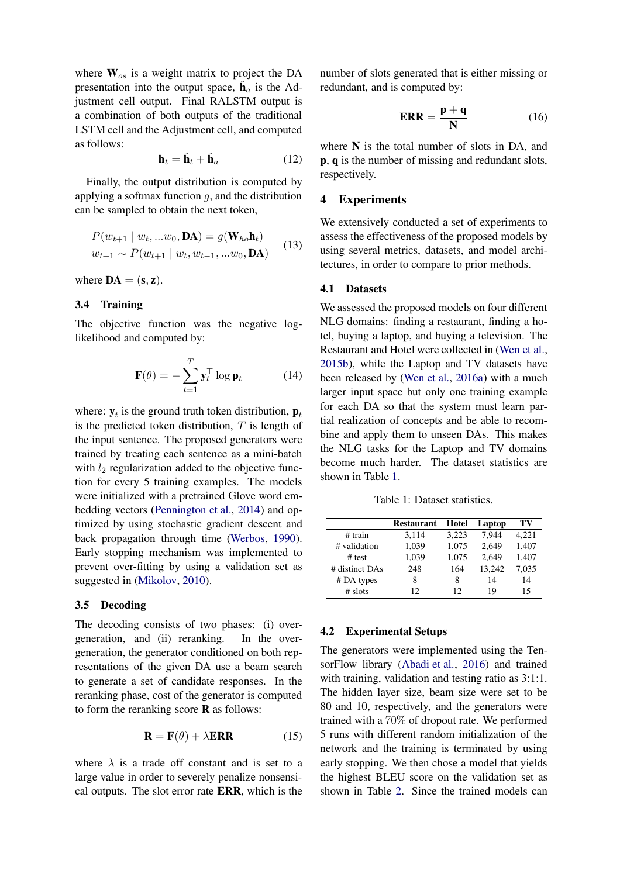where $\mathbf{W}_{os}$ is a weight matrix to project the DA presentation into the output space, $\tilde{\mathbf{h}}_a$ is the Adjustment cell output. Final RALSTM output is a combination of both outputs of the traditional LSTM cell and the Adjustment cell, and computed as follows:

$$\mathbf{h}_t = \tilde{\mathbf{h}}_t + \tilde{\mathbf{h}}_a \tag{12}$$

Finally, the output distribution is computed by applying a softmax function $g$, and the distribution can be sampled to obtain the next token,

$$\begin{aligned} P(w_{t+1} \mid w_t, ...w_0, \mathbf{DA}) &= g(\mathbf{W}_{ho}\mathbf{h}_t) \\ w_{t+1} &\sim P(w_{t+1} \mid w_t, w_{t-1}, ...w_0, \mathbf{DA}) \end{aligned} \tag{13}$$

where $\mathbf{DA} = (\mathbf{s}, \mathbf{z})$.

### 3.4 Training

The objective function was the negative log-likelihood and computed by:

$$\mathbf{F}(\theta) = -\sum_{t=1}^{T} \mathbf{y}_t^\top \log \mathbf{p}_t \tag{14}$$

where: $\mathbf{y}_t$ is the ground truth token distribution, $\mathbf{p}_t$ is the predicted token distribution, $T$ is length of the input sentence. The proposed generators were trained by treating each sentence as a mini-batch with $l_2$ regularization added to the objective function for every 5 training examples. The models were initialized with a pretrained Glove word embedding vectors (Pennington et al., 2014) and optimized by using stochastic gradient descent and back propagation through time (Werbos, 1990). Early stopping mechanism was implemented to prevent over-fitting by using a validation set as suggested in (Mikolov, 2010).

### 3.5 Decoding

The decoding consists of two phases: (i) over-generation, and (ii) reranking. In the over-generation, the generator conditioned on both representations of the given DA use a beam search to generate a set of candidate responses. In the reranking phase, cost of the generator is computed to form the reranking score $\mathbf{R}$ as follows:

$$\mathbf{R} = \mathbf{F}(\theta) + \lambda \mathbf{ERR} \tag{15}$$

where $\lambda$ is a trade off constant and is set to a large value in order to severely penalize nonsensical outputs. The slot error rate **ERR**, which is the number of slots generated that is either missing or redundant, and is computed by:

$$\mathbf{ERR} = \frac{\mathbf{p} + \mathbf{q}}{\mathbf{N}} \tag{16}$$

where $\mathbf{N}$ is the total number of slots in DA, and $\mathbf{p}$, $\mathbf{q}$ is the number of missing and redundant slots, respectively.

## 4 Experiments

We extensively conducted a set of experiments to assess the effectiveness of the proposed models by using several metrics, datasets, and model architectures, in order to compare to prior methods.

### 4.1 Datasets

We assessed the proposed models on four different NLG domains: finding a restaurant, finding a hotel, buying a laptop, and buying a television. The Restaurant and Hotel were collected in (Wen et al., 2015b), while the Laptop and TV datasets have been released by (Wen et al., 2016a) with a much larger input space but only one training example for each DA so that the system must learn partial realization of concepts and be able to recombine and apply them to unseen DAs. This makes the NLG tasks for the Laptop and TV domains become much harder. The dataset statistics are shown in Table 1.

Table 1: Dataset statistics.

| | Restaurant | Hotel | Laptop | TV |
|---|---|---|---|---|
| # train | 3,114 | 3,223 | 7,944 | 4,221 |
| # validation | 1,039 | 1,075 | 2,649 | 1,407 |
| # test | 1,039 | 1,075 | 2,649 | 1,407 |
| # distinct DAs | 248 | 164 | 13,242 | 7,035 |
| # DA types | 8 | 8 | 14 | 14 |
| # slots | 12 | 12 | 19 | 15 |

### 4.2 Experimental Setups

The generators were implemented using the TensorFlow library (Abadi et al., 2016) and trained with training, validation and testing ratio as 3:1:1. The hidden layer size, beam size were set to be 80 and 10, respectively, and the generators were trained with a 70% of dropout rate. We performed 5 runs with different random initialization of the network and the training is terminated by using early stopping. We then chose a model that yields the highest BLEU score on the validation set as shown in Table 2. Since the trained models can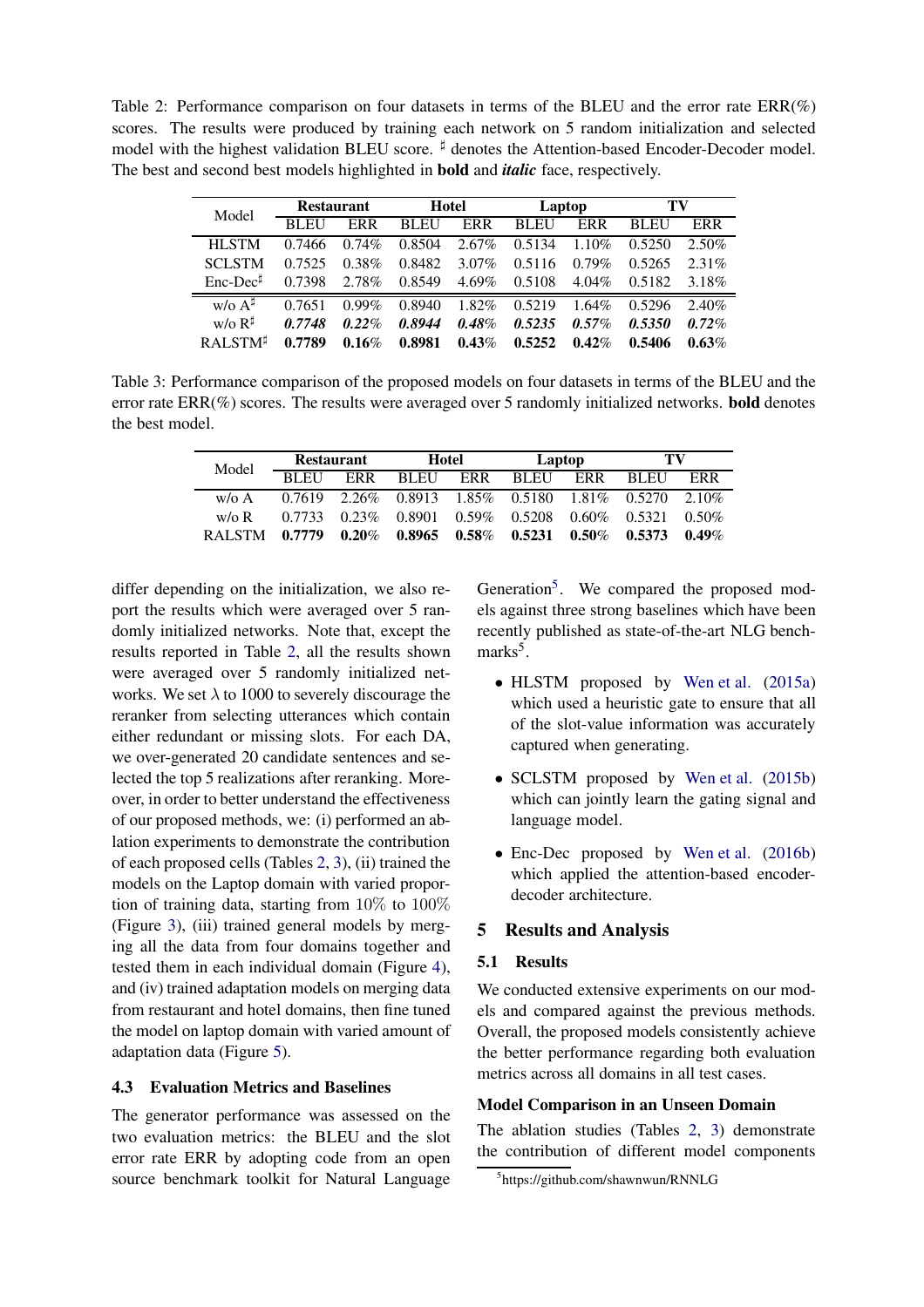Table 2: Performance comparison on four datasets in terms of the BLEU and the error rate ERR(%) scores. The results were produced by training each network on 5 random initialization and selected model with the highest validation BLEU score. ♯ denotes the Attention-based Encoder-Decoder model. The best and second best models highlighted in **bold** and ***italic*** face, respectively.

| Model | Restaurant | | Hotel | | Laptop | | TV | |
|---|---|---|---|---|---|---|---|---|
| | BLEU | ERR | BLEU | ERR | BLEU | ERR | BLEU | ERR |
| HLSTM | 0.7466 | 0.74% | 0.8504 | 2.67% | 0.5134 | 1.10% | 0.5250 | 2.50% |
| SCLSTM | 0.7525 | 0.38% | 0.8482 | 3.07% | 0.5116 | 0.79% | 0.5265 | 2.31% |
| Enc-Dec♯ | 0.7398 | 2.78% | 0.8549 | 4.69% | 0.5108 | 4.04% | 0.5182 | 3.18% |
| w/o A♯ | 0.7651 | 0.99% | 0.8940 | 1.82% | 0.5219 | 1.64% | 0.5296 | 2.40% |
| w/o R♯ | ***0.7748*** | ***0.22%*** | ***0.8944*** | ***0.48%*** | ***0.5235*** | ***0.57%*** | ***0.5350*** | ***0.72%*** |
| RALSTM♯ | **0.7789** | **0.16%** | **0.8981** | **0.43%** | **0.5252** | **0.42%** | **0.5406** | **0.63%** |

Table 3: Performance comparison of the proposed models on four datasets in terms of the BLEU and the error rate ERR(%) scores. The results were averaged over 5 randomly initialized networks. **bold** denotes the best model.

| Model | Restaurant | | Hotel | | Laptop | | TV | |
|---|---|---|---|---|---|---|---|---|
| | BLEU | ERR | BLEU | ERR | BLEU | ERR | BLEU | ERR |
| w/o A | 0.7619 | 2.26% | 0.8913 | 1.85% | 0.5180 | 1.81% | 0.5270 | 2.10% |
| w/o R | 0.7733 | 0.23% | 0.8901 | 0.59% | 0.5208 | 0.60% | 0.5321 | 0.50% |
| RALSTM | **0.7779** | **0.20%** | **0.8965** | **0.58%** | **0.5231** | **0.50%** | **0.5373** | **0.49%** |

differ depending on the initialization, we also report the results which were averaged over 5 randomly initialized networks. Note that, except the results reported in Table 2, all the results shown were averaged over 5 randomly initialized networks. We set $\lambda$ to 1000 to severely discourage the reranker from selecting utterances which contain either redundant or missing slots. For each DA, we over-generated 20 candidate sentences and selected the top 5 realizations after reranking. Moreover, in order to better understand the effectiveness of our proposed methods, we: (i) performed an ablation experiments to demonstrate the contribution of each proposed cells (Tables 2, 3), (ii) trained the models on the Laptop domain with varied proportion of training data, starting from $10\%$ to $100\%$ (Figure 3), (iii) trained general models by merging all the data from four domains together and tested them in each individual domain (Figure 4), and (iv) trained adaptation models on merging data from restaurant and hotel domains, then fine tuned the model on laptop domain with varied amount of adaptation data (Figure 5).

### 4.3 Evaluation Metrics and Baselines

The generator performance was assessed on the two evaluation metrics: the BLEU and the slot error rate ERR by adopting code from an open source benchmark toolkit for Natural Language Generation[5]. We compared the proposed models against three strong baselines which have been recently published as state-of-the-art NLG benchmarks[5].

- HLSTM proposed by Wen et al. (2015a) which used a heuristic gate to ensure that all of the slot-value information was accurately captured when generating.
- SCLSTM proposed by Wen et al. (2015b) which can jointly learn the gating signal and language model.
- Enc-Dec proposed by Wen et al. (2016b) which applied the attention-based encoder-decoder architecture.

## 5 Results and Analysis

### 5.1 Results

We conducted extensive experiments on our models and compared against the previous methods. Overall, the proposed models consistently achieve the better performance regarding both evaluation metrics across all domains in all test cases.

#### Model Comparison in an Unseen Domain

The ablation studies (Tables 2, 3) demonstrate the contribution of different model components

[5] https://github.com/shawnwun/RNNLG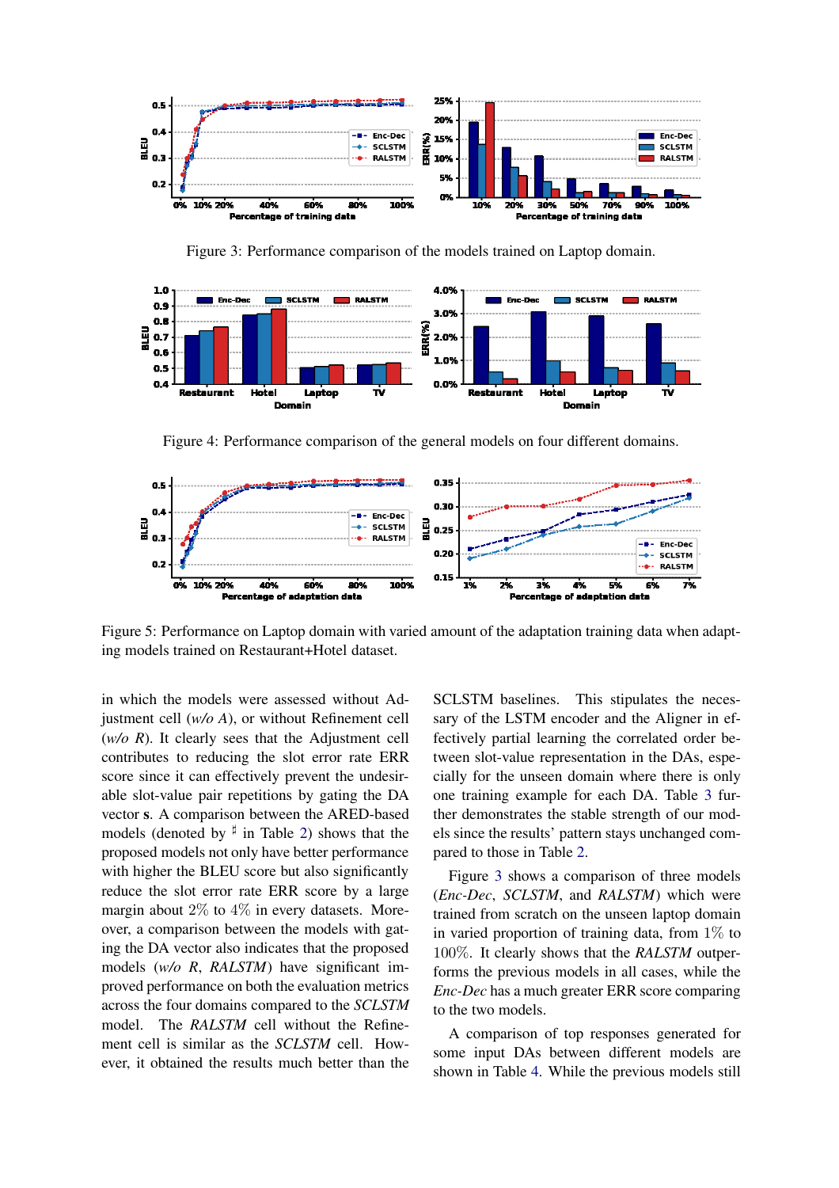Figure 3: Performance comparison of the models trained on Laptop domain.

Figure 4: Performance comparison of the general models on four different domains.

Figure 5: Performance on Laptop domain with varied amount of the adaptation training data when adapting models trained on Restaurant+Hotel dataset.

in which the models were assessed without Adjustment cell (*w/o A*), or without Refinement cell (*w/o R*). It clearly sees that the Adjustment cell contributes to reducing the slot error rate ERR score since it can effectively prevent the undesirable slot-value pair repetitions by gating the DA vector **s**. A comparison between the ARED-based models (denoted by ♯ in Table 2) shows that the proposed models not only have better performance with higher the BLEU score but also significantly reduce the slot error rate ERR score by a large margin about 2% to 4% in every datasets. Moreover, a comparison between the models with gating the DA vector also indicates that the proposed models (*w/o R*, *RALSTM*) have significant improved performance on both the evaluation metrics across the four domains compared to the *SCLSTM* model. The *RALSTM* cell without the Refinement cell is similar as the *SCLSTM* cell. However, it obtained the results much better than the SCLSTM baselines. This stipulates the necessary of the LSTM encoder and the Aligner in effectively partial learning the correlated order between slot-value representation in the DAs, especially for the unseen domain where there is only one training example for each DA. Table 3 further demonstrates the stable strength of our models since the results' pattern stays unchanged compared to those in Table 2.

Figure 3 shows a comparison of three models (*Enc-Dec*, *SCLSTM*, and *RALSTM*) which were trained from scratch on the unseen laptop domain in varied proportion of training data, from 1% to 100%. It clearly shows that the *RALSTM* outperforms the previous models in all cases, while the *Enc-Dec* has a much greater ERR score comparing to the two models.

A comparison of top responses generated for some input DAs between different models are shown in Table 4. While the previous models still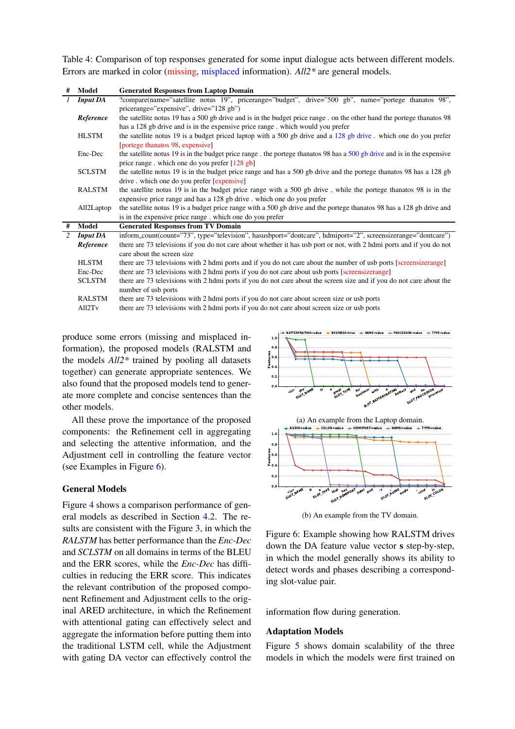Table 4: Comparison of top responses generated for some input dialogue acts between different models. Errors are marked in color (missing, misplaced information). *All2\** are general models.

| # | Model | Generated Responses from Laptop Domain |
|---|---|---|
| 1 | *Input DA* | ?compare(name="satellite notus 19", pricerange="budget", drive="500 gb", name="portege thanatos 98", pricerange="expensive", drive="128 gb") |
| | *Reference* | the satellite notus 19 has a 500 gb drive and is in the budget price range . on the other hand the portege thanatos 98 has a 128 gb drive and is in the expensive price range . which would you prefer |
| | HLSTM | the satellite notus 19 is a budget priced laptop with a 500 gb drive and a 128 gb drive . which one do you prefer [portege thanatos 98, expensive] |
| | Enc-Dec | the satellite notus 19 is in the budget price range . the portege thanatos 98 has a 500 gb drive and is in the expensive price range . which one do you prefer [128 gb] |
| | SCLSTM | the satellite notus 19 is in the budget price range and has a 500 gb drive and the portege thanatos 98 has a 128 gb drive . which one do you prefer [expensive] |
| | RALSTM | the satellite notus 19 is in the budget price range with a 500 gb drive , while the portege thanatos 98 is in the expensive price range and has a 128 gb drive . which one do you prefer |
| | All2Laptop | the satellite notus 19 is a budget price range with a 500 gb drive and the portege thanatos 98 has a 128 gb drive and is in the expensive price range . which one do you prefer |
| **#** | **Model** | **Generated Responses from TV Domain** |
| 2 | *Input DA* | inform_count(count="73", type="television", hasusbport="dontcare", hdmiport="2", screensizerange="dontcare") |
| | *Reference* | there are 73 televisions if you do not care about whether it has usb port or not, with 2 hdmi ports and if you do not care about the screen size |
| | HLSTM | there are 73 televisions with 2 hdmi ports and if you do not care about the number of usb ports [screensizerange] |
| | Enc-Dec | there are 73 televisions with 2 hdmi ports if you do not care about usb ports [screensizerange] |
| | SCLSTM | there are 73 televisions with 2 hdmi ports if you do not care about the screen size and if you do not care about the number of usb ports |
| | RALSTM | there are 73 televisions with 2 hdmi ports if you do not care about screen size or usb ports |
| | All2Tv | there are 73 televisions with 2 hdmi ports if you do not care about screen size or usb ports |

produce some errors (missing and misplaced information), the proposed models (RALSTM and the models *All2\** trained by pooling all datasets together) can generate appropriate sentences. We also found that the proposed models tend to generate more complete and concise sentences than the other models.

All these prove the importance of the proposed components: the Refinement cell in aggregating and selecting the attentive information, and the Adjustment cell in controlling the feature vector (see Examples in Figure 6).

## General Models

Figure 4 shows a comparison performance of general models as described in Section 4.2. The results are consistent with the Figure 3, in which the *RALSTM* has better performance than the *Enc-Dec* and *SCLSTM* on all domains in terms of the BLEU and the ERR scores, while the *Enc-Dec* has difficulties in reducing the ERR score. This indicates the relevant contribution of the proposed component Refinement and Adjustment cells to the original ARED architecture, in which the Refinement with attentional gating can effectively select and aggregate the information before putting them into the traditional LSTM cell, while the Adjustment with gating DA vector can effectively control the information flow during generation.

(a) An example from the Laptop domain.

(b) An example from the TV domain.

Figure 6: Example showing how RALSTM drives down the DA feature value vector **s** step-by-step, in which the model generally shows its ability to detect words and phases describing a corresponding slot-value pair.

## Adaptation Models

Figure 5 shows domain scalability of the three models in which the models were first trained on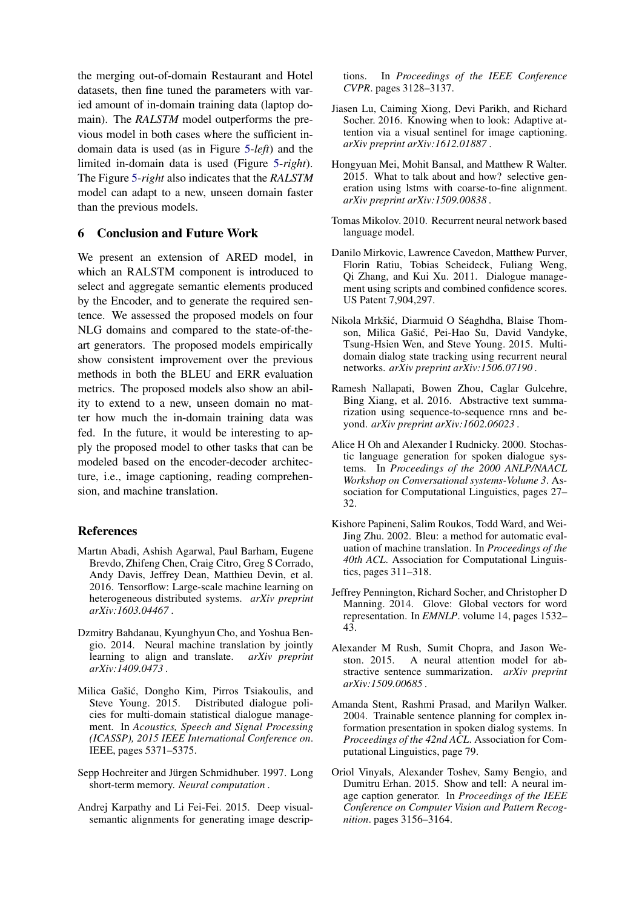the merging out-of-domain Restaurant and Hotel datasets, then fine tuned the parameters with varied amount of in-domain training data (laptop domain). The *RALSTM* model outperforms the previous model in both cases where the sufficient in-domain data is used (as in Figure 5-*left*) and the limited in-domain data is used (Figure 5-*right*). The Figure 5-*right* also indicates that the *RALSTM* model can adapt to a new, unseen domain faster than the previous models.

## 6 Conclusion and Future Work

We present an extension of ARED model, in which an RALSTM component is introduced to select and aggregate semantic elements produced by the Encoder, and to generate the required sentence. We assessed the proposed models on four NLG domains and compared to the state-of-the-art generators. The proposed models empirically show consistent improvement over the previous methods in both the BLEU and ERR evaluation metrics. The proposed models also show an ability to extend to a new, unseen domain no matter how much the in-domain training data was fed. In the future, it would be interesting to apply the proposed model to other tasks that can be modeled based on the encoder-decoder architecture, i.e., image captioning, reading comprehension, and machine translation.

## References

Martın Abadi, Ashish Agarwal, Paul Barham, Eugene Brevdo, Zhifeng Chen, Craig Citro, Greg S Corrado, Andy Davis, Jeffrey Dean, Matthieu Devin, et al. 2016. Tensorflow: Large-scale machine learning on heterogeneous distributed systems. *arXiv preprint arXiv:1603.04467* .

Dzmitry Bahdanau, Kyunghyun Cho, and Yoshua Bengio. 2014. Neural machine translation by jointly learning to align and translate. *arXiv preprint arXiv:1409.0473* .

Milica Gašić, Dongho Kim, Pirros Tsiakoulis, and Steve Young. 2015. Distributed dialogue policies for multi-domain statistical dialogue management. In *Acoustics, Speech and Signal Processing (ICASSP), 2015 IEEE International Conference on*. IEEE, pages 5371–5375.

Sepp Hochreiter and Jürgen Schmidhuber. 1997. Long short-term memory. *Neural computation* .

Andrej Karpathy and Li Fei-Fei. 2015. Deep visual-semantic alignments for generating image descriptions. In *Proceedings of the IEEE Conference CVPR*. pages 3128–3137.

Jiasen Lu, Caiming Xiong, Devi Parikh, and Richard Socher. 2016. Knowing when to look: Adaptive attention via a visual sentinel for image captioning. *arXiv preprint arXiv:1612.01887* .

Hongyuan Mei, Mohit Bansal, and Matthew R Walter. 2015. What to talk about and how? selective generation using lstms with coarse-to-fine alignment. *arXiv preprint arXiv:1509.00838* .

Tomas Mikolov. 2010. Recurrent neural network based language model.

Danilo Mirkovic, Lawrence Cavedon, Matthew Purver, Florin Ratiu, Tobias Scheideck, Fuliang Weng, Qi Zhang, and Kui Xu. 2011. Dialogue management using scripts and combined confidence scores. US Patent 7,904,297.

Nikola Mrkšić, Diarmuid O Séaghdha, Blaise Thomson, Milica Gašić, Pei-Hao Su, David Vandyke, Tsung-Hsien Wen, and Steve Young. 2015. Multi-domain dialog state tracking using recurrent neural networks. *arXiv preprint arXiv:1506.07190* .

Ramesh Nallapati, Bowen Zhou, Caglar Gulcehre, Bing Xiang, et al. 2016. Abstractive text summarization using sequence-to-sequence rnns and beyond. *arXiv preprint arXiv:1602.06023* .

Alice H Oh and Alexander I Rudnicky. 2000. Stochastic language generation for spoken dialogue systems. In *Proceedings of the 2000 ANLP/NAACL Workshop on Conversational systems-Volume 3*. Association for Computational Linguistics, pages 27–32.

Kishore Papineni, Salim Roukos, Todd Ward, and Wei-Jing Zhu. 2002. Bleu: a method for automatic evaluation of machine translation. In *Proceedings of the 40th ACL*. Association for Computational Linguistics, pages 311–318.

Jeffrey Pennington, Richard Socher, and Christopher D Manning. 2014. Glove: Global vectors for word representation. In *EMNLP*. volume 14, pages 1532–43.

Alexander M Rush, Sumit Chopra, and Jason Weston. 2015. A neural attention model for abstractive sentence summarization. *arXiv preprint arXiv:1509.00685* .

Amanda Stent, Rashmi Prasad, and Marilyn Walker. 2004. Trainable sentence planning for complex information presentation in spoken dialog systems. In *Proceedings of the 42nd ACL*. Association for Computational Linguistics, page 79.

Oriol Vinyals, Alexander Toshev, Samy Bengio, and Dumitru Erhan. 2015. Show and tell: A neural image caption generator. In *Proceedings of the IEEE Conference on Computer Vision and Pattern Recognition*. pages 3156–3164.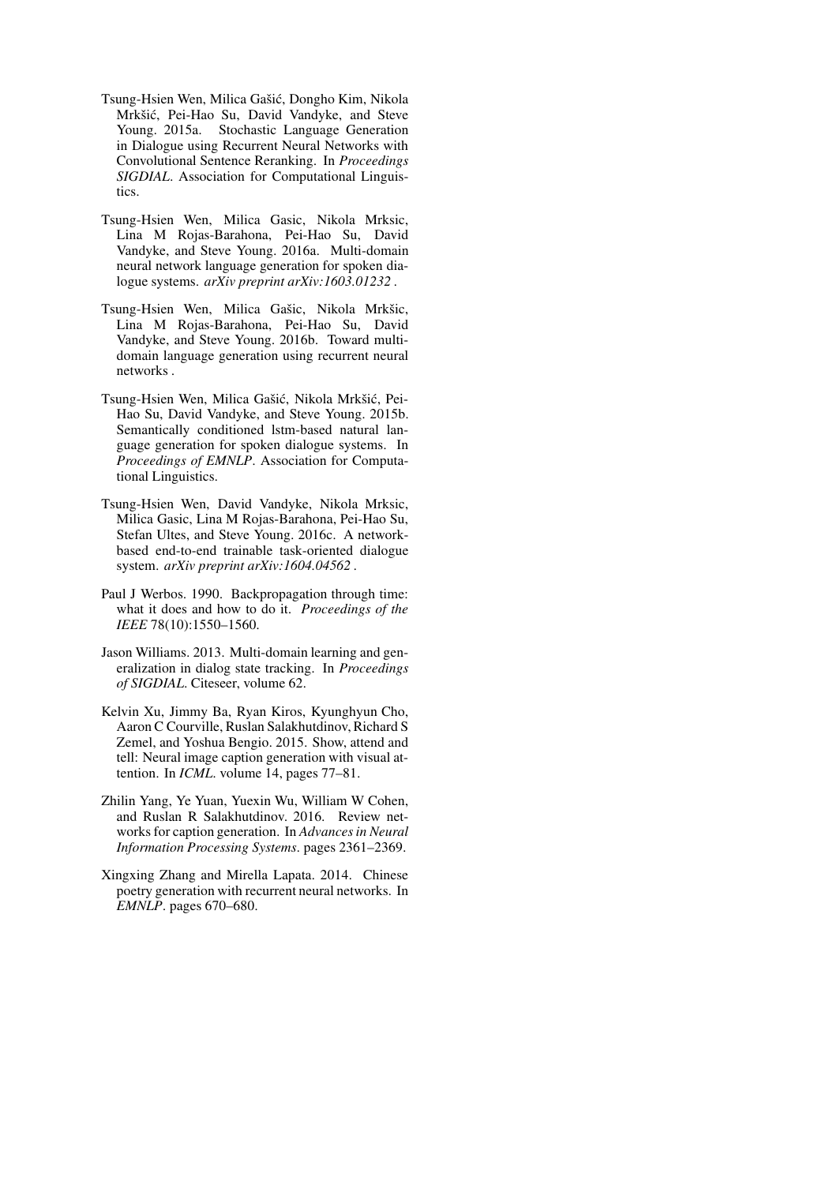Tsung-Hsien Wen, Milica Gašić, Dongho Kim, Nikola Mrkšić, Pei-Hao Su, David Vandyke, and Steve Young. 2015a. Stochastic Language Generation in Dialogue using Recurrent Neural Networks with Convolutional Sentence Reranking. In *Proceedings SIGDIAL*. Association for Computational Linguistics.

Tsung-Hsien Wen, Milica Gasic, Nikola Mrksic, Lina M Rojas-Barahona, Pei-Hao Su, David Vandyke, and Steve Young. 2016a. Multi-domain neural network language generation for spoken dialogue systems. *arXiv preprint arXiv:1603.01232* .

Tsung-Hsien Wen, Milica Gašic, Nikola Mrkšic, Lina M Rojas-Barahona, Pei-Hao Su, David Vandyke, and Steve Young. 2016b. Toward multi-domain language generation using recurrent neural networks .

Tsung-Hsien Wen, Milica Gašić, Nikola Mrkšić, Pei-Hao Su, David Vandyke, and Steve Young. 2015b. Semantically conditioned lstm-based natural language generation for spoken dialogue systems. In *Proceedings of EMNLP*. Association for Computational Linguistics.

Tsung-Hsien Wen, David Vandyke, Nikola Mrksic, Milica Gasic, Lina M Rojas-Barahona, Pei-Hao Su, Stefan Ultes, and Steve Young. 2016c. A network-based end-to-end trainable task-oriented dialogue system. *arXiv preprint arXiv:1604.04562* .

Paul J Werbos. 1990. Backpropagation through time: what it does and how to do it. *Proceedings of the IEEE* 78(10):1550–1560.

Jason Williams. 2013. Multi-domain learning and generalization in dialog state tracking. In *Proceedings of SIGDIAL*. Citeseer, volume 62.

Kelvin Xu, Jimmy Ba, Ryan Kiros, Kyunghyun Cho, Aaron C Courville, Ruslan Salakhutdinov, Richard S Zemel, and Yoshua Bengio. 2015. Show, attend and tell: Neural image caption generation with visual attention. In *ICML*. volume 14, pages 77–81.

Zhilin Yang, Ye Yuan, Yuexin Wu, William W Cohen, and Ruslan R Salakhutdinov. 2016. Review networks for caption generation. In *Advances in Neural Information Processing Systems*. pages 2361–2369.

Xingxing Zhang and Mirella Lapata. 2014. Chinese poetry generation with recurrent neural networks. In *EMNLP*. pages 670–680.